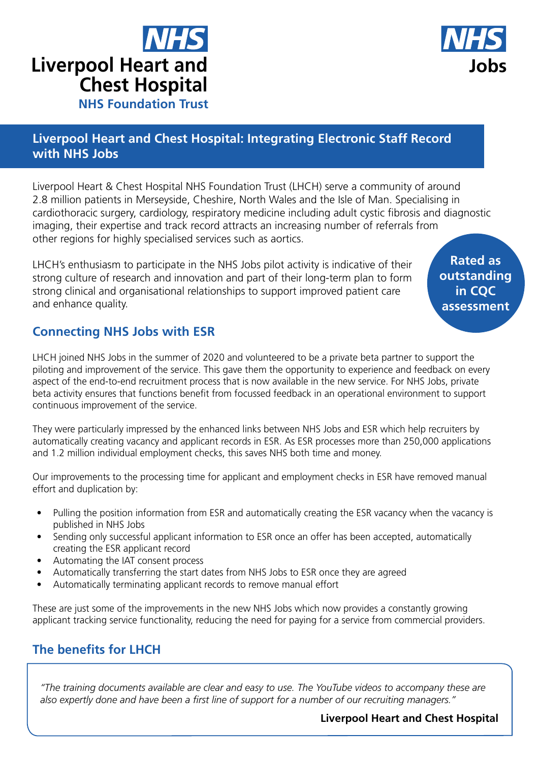**NHS**
**Liverpool Heart and Chest Hospital**
**NHS Foundation Trust**

**NHS Jobs**

# Liverpool Heart and Chest Hospital: Integrating Electronic Staff Record with NHS Jobs

Liverpool Heart & Chest Hospital NHS Foundation Trust (LHCH) serve a community of around 2.8 million patients in Merseyside, Cheshire, North Wales and the Isle of Man. Specialising in cardiothoracic surgery, cardiology, respiratory medicine including adult cystic fibrosis and diagnostic imaging, their expertise and track record attracts an increasing number of referrals from other regions for highly specialised services such as aortics.

LHCH's enthusiasm to participate in the NHS Jobs pilot activity is indicative of their strong culture of research and innovation and part of their long-term plan to form strong clinical and organisational relationships to support improved patient care and enhance quality.

**Rated as outstanding in CQC assessment**

## Connecting NHS Jobs with ESR

LHCH joined NHS Jobs in the summer of 2020 and volunteered to be a private beta partner to support the piloting and improvement of the service. This gave them the opportunity to experience and feedback on every aspect of the end-to-end recruitment process that is now available in the new service. For NHS Jobs, private beta activity ensures that functions benefit from focussed feedback in an operational environment to support continuous improvement of the service.

They were particularly impressed by the enhanced links between NHS Jobs and ESR which help recruiters by automatically creating vacancy and applicant records in ESR. As ESR processes more than 250,000 applications and 1.2 million individual employment checks, this saves NHS both time and money.

Our improvements to the processing time for applicant and employment checks in ESR have removed manual effort and duplication by:

- Pulling the position information from ESR and automatically creating the ESR vacancy when the vacancy is published in NHS Jobs
- Sending only successful applicant information to ESR once an offer has been accepted, automatically creating the ESR applicant record
- Automating the IAT consent process
- Automatically transferring the start dates from NHS Jobs to ESR once they are agreed
- Automatically terminating applicant records to remove manual effort

These are just some of the improvements in the new NHS Jobs which now provides a constantly growing applicant tracking service functionality, reducing the need for paying for a service from commercial providers.

## The benefits for LHCH

*"The training documents available are clear and easy to use. The YouTube videos to accompany these are also expertly done and have been a first line of support for a number of our recruiting managers."*

**Liverpool Heart and Chest Hospital**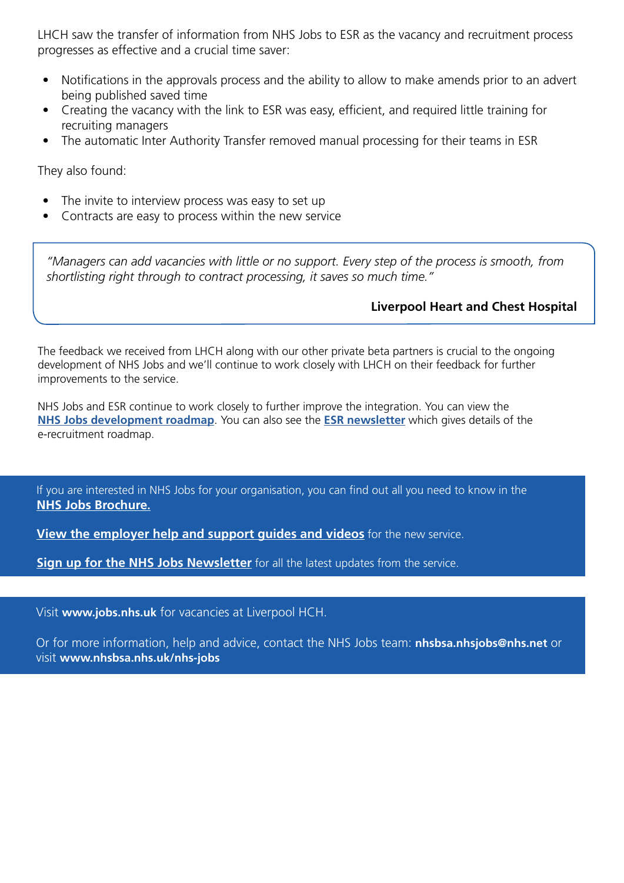LHCH saw the transfer of information from NHS Jobs to ESR as the vacancy and recruitment process progresses as effective and a crucial time saver:

- Notifications in the approvals process and the ability to allow to make amends prior to an advert being published saved time
- Creating the vacancy with the link to ESR was easy, efficient, and required little training for recruiting managers
- The automatic Inter Authority Transfer removed manual processing for their teams in ESR

They also found:

- The invite to interview process was easy to set up
- Contracts are easy to process within the new service

> *"Managers can add vacancies with little or no support. Every step of the process is smooth, from shortlisting right through to contract processing, it saves so much time."*
>
> **Liverpool Heart and Chest Hospital**

The feedback we received from LHCH along with our other private beta partners is crucial to the ongoing development of NHS Jobs and we'll continue to work closely with LHCH on their feedback for further improvements to the service.

NHS Jobs and ESR continue to work closely to further improve the integration. You can view the **NHS Jobs development roadmap**. You can also see the **ESR newsletter** which gives details of the e-recruitment roadmap.

If you are interested in NHS Jobs for your organisation, you can find out all you need to know in the **NHS Jobs Brochure.**

**View the employer help and support guides and videos** for the new service.

**Sign up for the NHS Jobs Newsletter** for all the latest updates from the service.

Visit **www.jobs.nhs.uk** for vacancies at Liverpool HCH.

Or for more information, help and advice, contact the NHS Jobs team: **nhsbsa.nhsjobs@nhs.net** or visit **www.nhsbsa.nhs.uk/nhs-jobs**